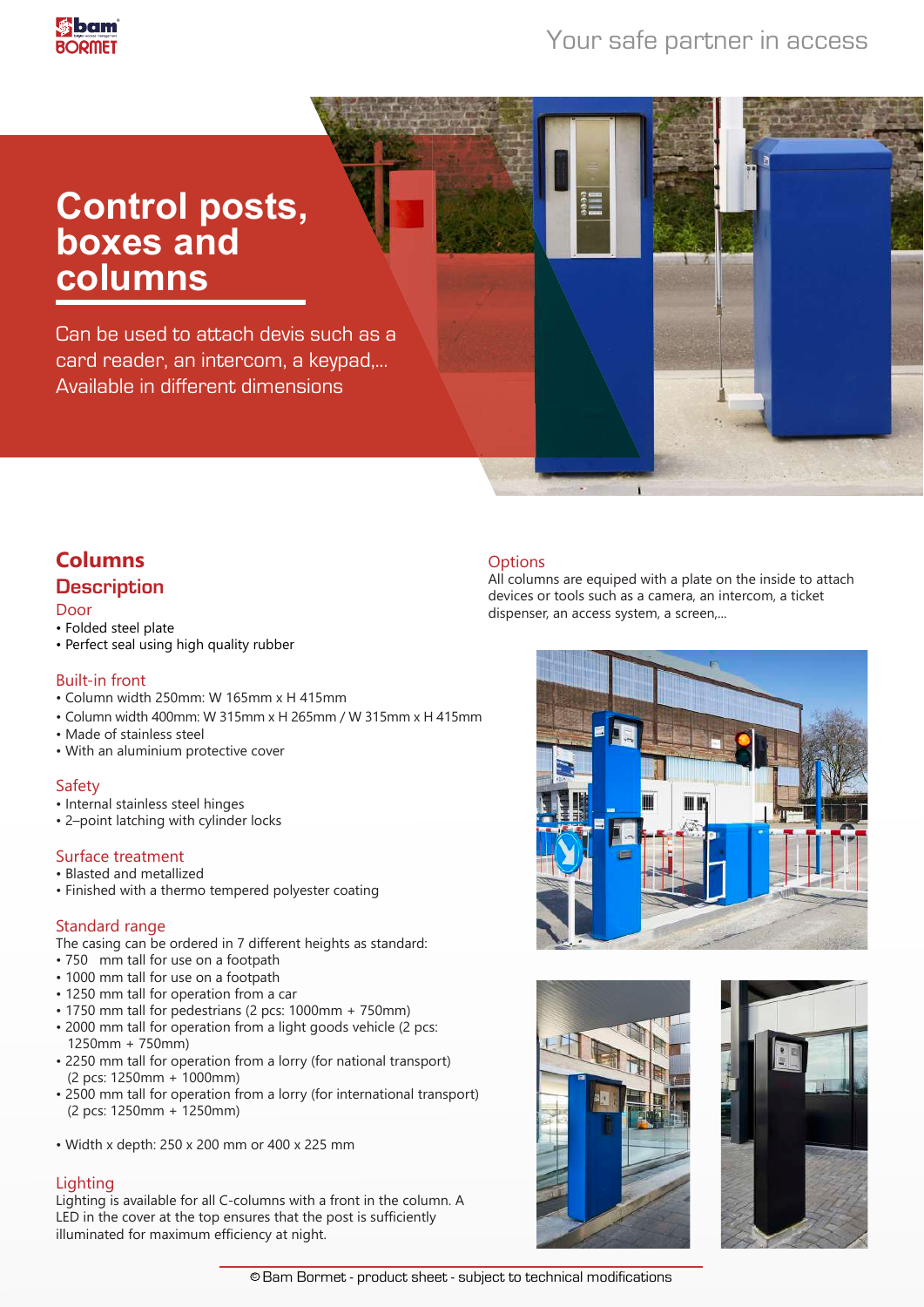Your safe partner in access

# Control posts, boxes and columns

Can be used to attach devis such as a card reader, an intercom, a keypad,... Available in different dimensions

## Columns

### Description

#### Door

- Folded steel plate
- Perfect seal using high quality rubber

#### Built-in front

- Column width 250mm: W 165mm x H 415mm
- Column width 400mm: W 315mm x H 265mm / W 315mm x H 415mm
- Made of stainless steel
- With an aluminium protective cover

#### Safety

- Internal stainless steel hinges
- 2–point latching with cylinder locks

#### Surface treatment

- Blasted and metallized
- Finished with a thermo tempered polyester coating

#### Standard range

The casing can be ordered in 7 different heights as standard:

- 750 mm tall for use on a footpath
- 1000 mm tall for use on a footpath
- 1250 mm tall for operation from a car
- 1750 mm tall for pedestrians (2 pcs: 1000mm + 750mm)
- 2000 mm tall for operation from a light goods vehicle (2 pcs: 1250mm + 750mm)
- 2250 mm tall for operation from a lorry (for national transport) (2 pcs: 1250mm + 1000mm)
- 2500 mm tall for operation from a lorry (for international transport) (2 pcs: 1250mm + 1250mm)

- Width x depth: 250 x 200 mm or 400 x 225 mm

#### Lighting

Lighting is available for all C-columns with a front in the column. A LED in the cover at the top ensures that the post is sufficiently illuminated for maximum efficiency at night.

#### Options

All columns are equiped with a plate on the inside to attach devices or tools such as a camera, an intercom, a ticket dispenser, an access system, a screen,...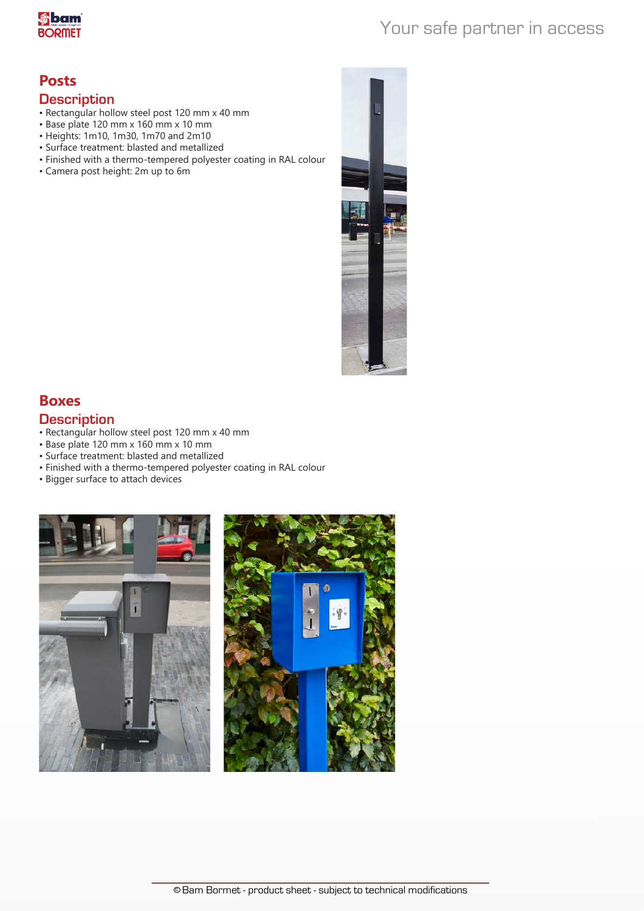# Posts

## Description

- Rectangular hollow steel post 120 mm x 40 mm
- Base plate 120 mm x 160 mm x 10 mm
- Heights: 1m10, 1m30, 1m70 and 2m10
- Surface treatment: blasted and metallized
- Finished with a thermo-tempered polyester coating in RAL colour
- Camera post height: 2m up to 6m

# Boxes

## Description

- Rectangular hollow steel post 120 mm x 40 mm
- Base plate 120 mm x 160 mm x 10 mm
- Surface treatment: blasted and metallized
- Finished with a thermo-tempered polyester coating in RAL colour
- Bigger surface to attach devices